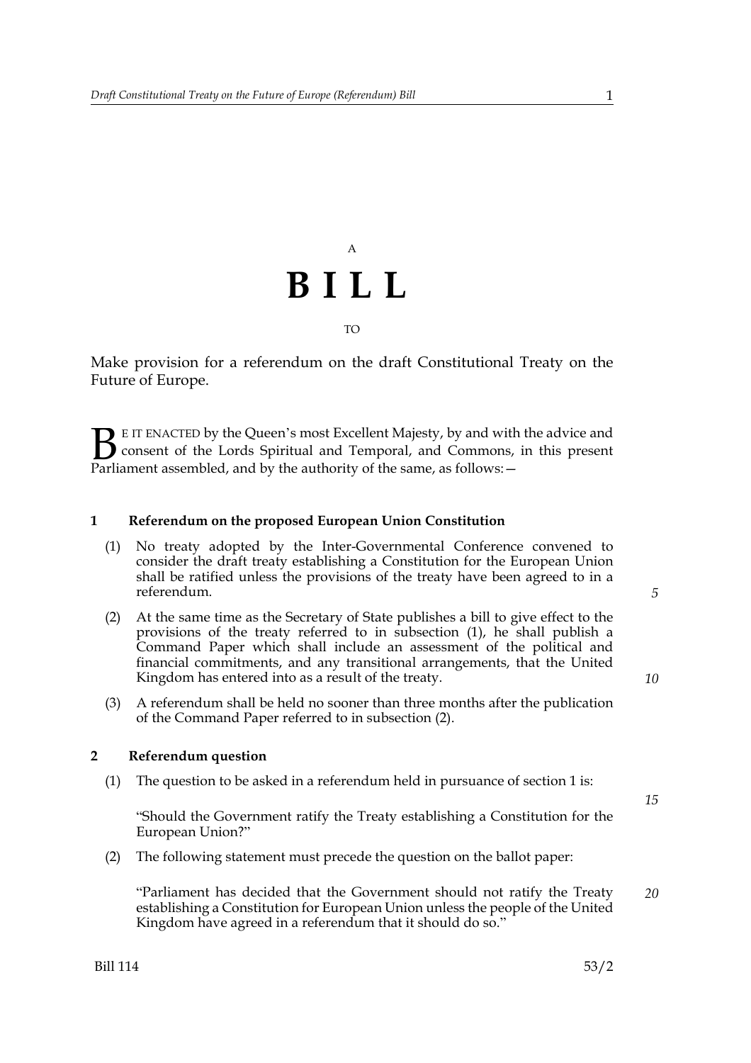A

# B I L L

TO

Make provision for a referendum on the draft Constitutional Treaty on the Future of Europe.

BE IT ENACTED by the Queen's most Excellent Majesty, by and with the advice and consent of the Lords Spiritual and Temporal, and Commons, in this present Parliament assembled, and by the authority of the same, as follows:—

### 1 Referendum on the proposed European Union Constitution

(1) No treaty adopted by the Inter-Governmental Conference convened to consider the draft treaty establishing a Constitution for the European Union shall be ratified unless the provisions of the treaty have been agreed to in a referendum.

(2) At the same time as the Secretary of State publishes a bill to give effect to the provisions of the treaty referred to in subsection (1), he shall publish a Command Paper which shall include an assessment of the political and financial commitments, and any transitional arrangements, that the United Kingdom has entered into as a result of the treaty.

(3) A referendum shall be held no sooner than three months after the publication of the Command Paper referred to in subsection (2).

### 2 Referendum question

(1) The question to be asked in a referendum held in pursuance of section 1 is:

"Should the Government ratify the Treaty establishing a Constitution for the European Union?"

(2) The following statement must precede the question on the ballot paper:

"Parliament has decided that the Government should not ratify the Treaty establishing a Constitution for European Union unless the people of the United Kingdom have agreed in a referendum that it should do so."

Bill 114 53/2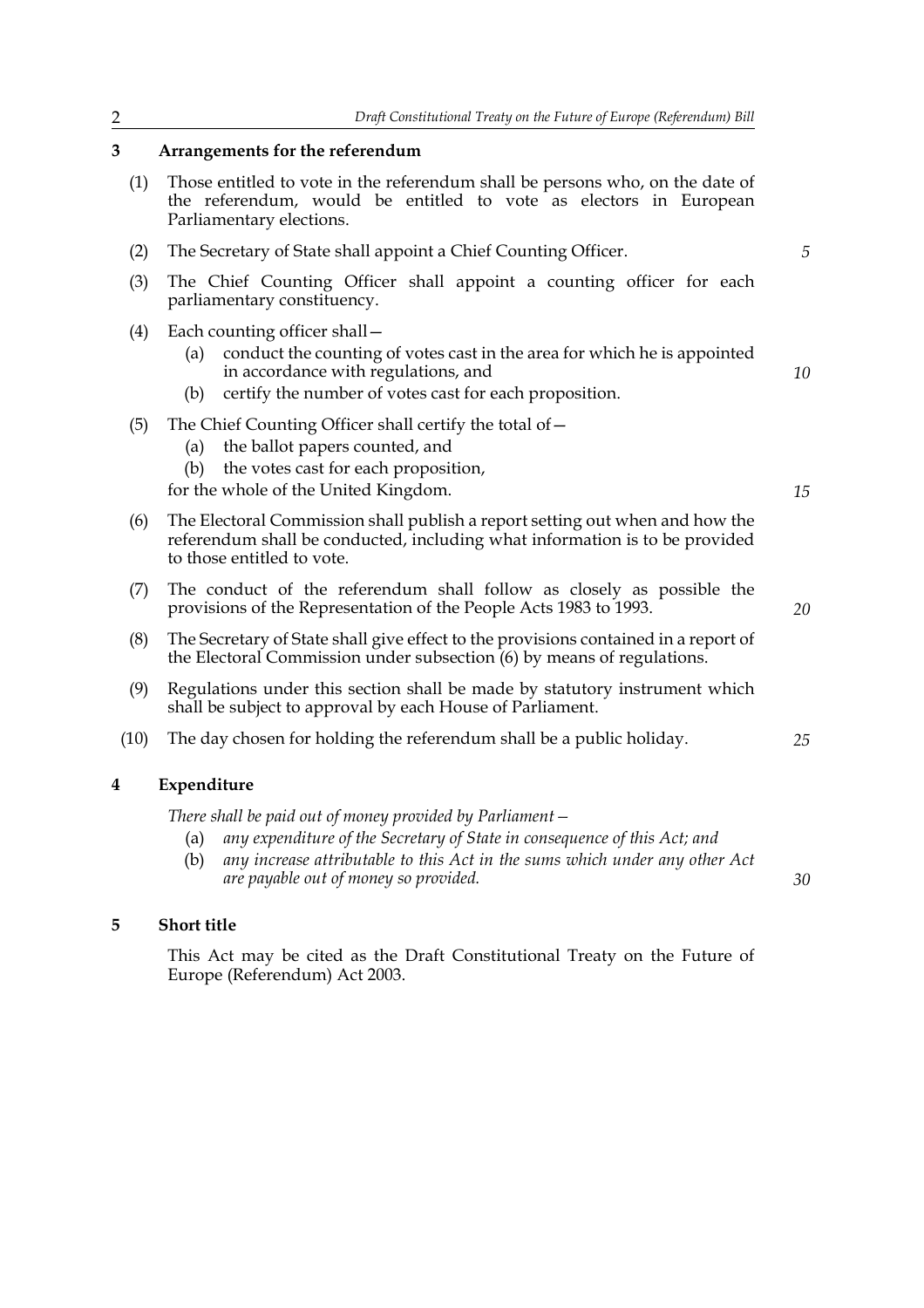## 3 Arrangements for the referendum

(1) Those entitled to vote in the referendum shall be persons who, on the date of the referendum, would be entitled to vote as electors in European Parliamentary elections.

(2) The Secretary of State shall appoint a Chief Counting Officer.

(3) The Chief Counting Officer shall appoint a counting officer for each parliamentary constituency.

(4) Each counting officer shall—

- (a) conduct the counting of votes cast in the area for which he is appointed in accordance with regulations, and
- (b) certify the number of votes cast for each proposition.

(5) The Chief Counting Officer shall certify the total of—

- (a) the ballot papers counted, and
- (b) the votes cast for each proposition,

for the whole of the United Kingdom.

(6) The Electoral Commission shall publish a report setting out when and how the referendum shall be conducted, including what information is to be provided to those entitled to vote.

(7) The conduct of the referendum shall follow as closely as possible the provisions of the Representation of the People Acts 1983 to 1993.

(8) The Secretary of State shall give effect to the provisions contained in a report of the Electoral Commission under subsection (6) by means of regulations.

(9) Regulations under this section shall be made by statutory instrument which shall be subject to approval by each House of Parliament.

(10) The day chosen for holding the referendum shall be a public holiday.

## 4 Expenditure

*There shall be paid out of money provided by Parliament—*

- (a) *any expenditure of the Secretary of State in consequence of this Act; and*
- (b) *any increase attributable to this Act in the sums which under any other Act are payable out of money so provided.*

## 5 Short title

This Act may be cited as the Draft Constitutional Treaty on the Future of Europe (Referendum) Act 2003.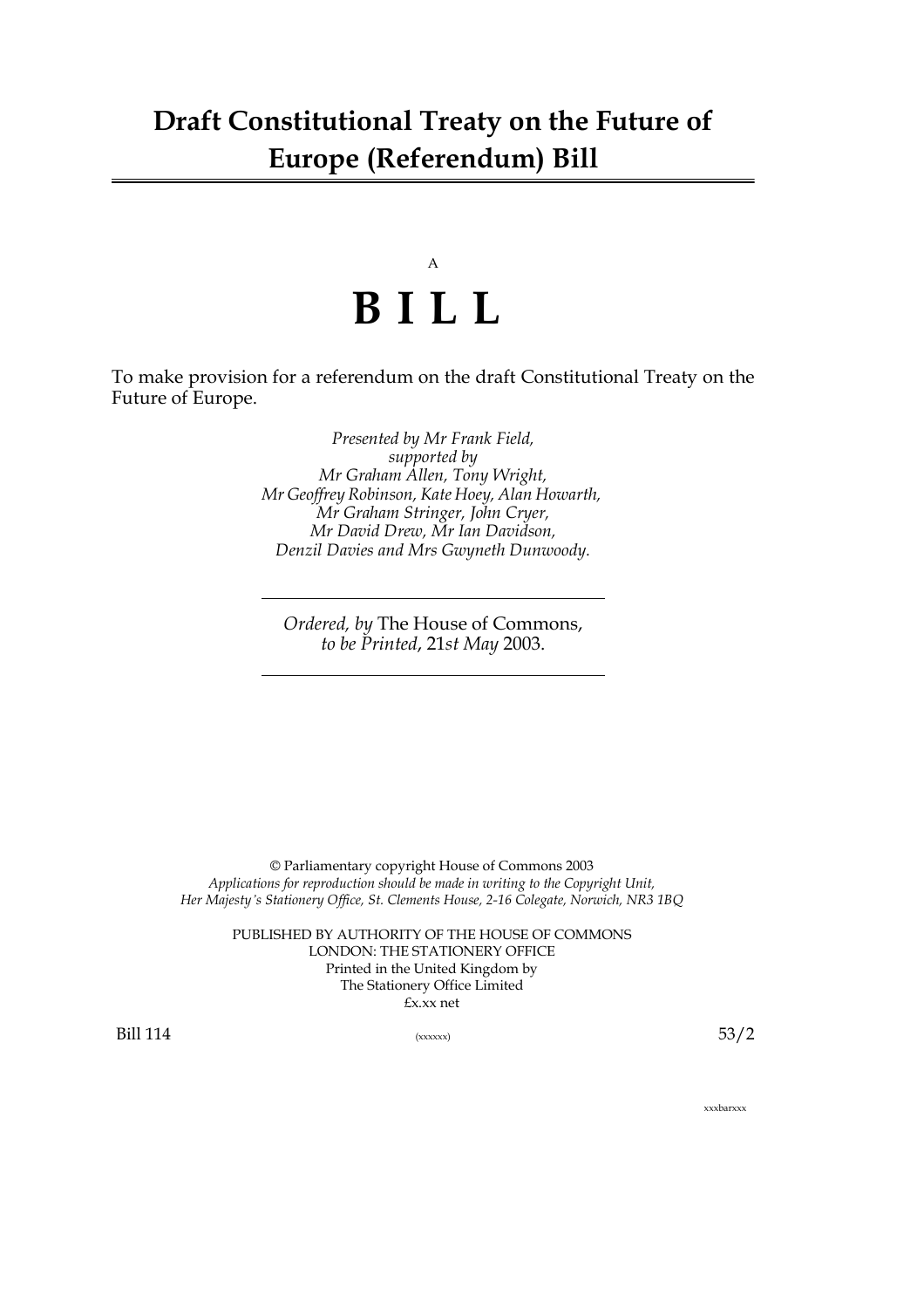# Draft Constitutional Treaty on the Future of Europe (Referendum) Bill

A

# B I L L

To make provision for a referendum on the draft Constitutional Treaty on the Future of Europe.

*Presented by Mr Frank Field,*
*supported by*
*Mr Graham Allen, Tony Wright,*
*Mr Geoffrey Robinson, Kate Hoey, Alan Howarth,*
*Mr Graham Stringer, John Cryer,*
*Mr David Drew, Mr Ian Davidson,*
*Denzil Davies and Mrs Gwyneth Dunwoody.*

---

*Ordered, by* The House of Commons,
*to be Printed*, 21*st May* 2003.

---

© Parliamentary copyright House of Commons 2003
*Applications for reproduction should be made in writing to the Copyright Unit, Her Majesty's Stationery Office, St. Clements House, 2-16 Colegate, Norwich, NR3 1BQ*

PUBLISHED BY AUTHORITY OF THE HOUSE OF COMMONS
LONDON: THE STATIONERY OFFICE
Printed in the United Kingdom by
The Stationery Office Limited
£x.xx net

Bill 114 (xxxxxx) 53/2

xxxbarxxx